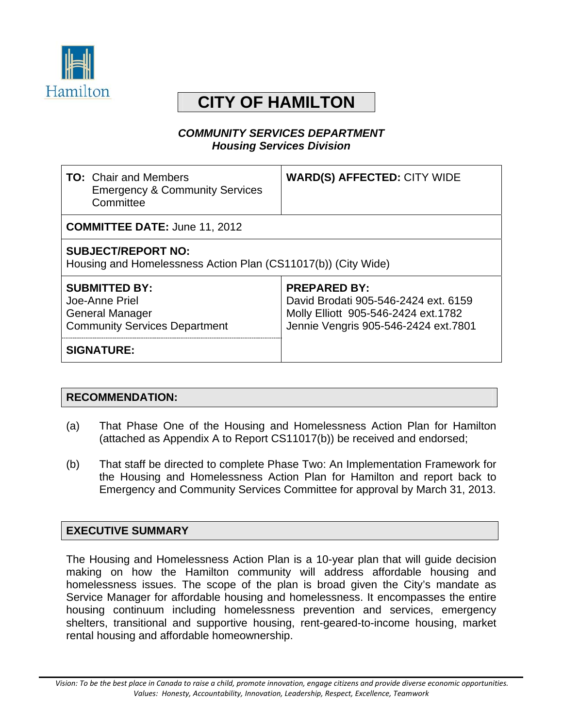# CITY OF HAMILTON

***COMMUNITY SERVICES DEPARTMENT***
***Housing Services Division***

| **TO:** Chair and Members<br>Emergency & Community Services Committee | **WARD(S) AFFECTED:** CITY WIDE |
|---|---|
| **COMMITTEE DATE:** June 11, 2012 | |
| **SUBJECT/REPORT NO:**<br>Housing and Homelessness Action Plan (CS11017(b)) (City Wide) | |
| **SUBMITTED BY:**<br>Joe-Anne Priel<br>General Manager<br>Community Services Department | **PREPARED BY:**<br>David Brodati 905-546-2424 ext. 6159<br>Molly Elliott 905-546-2424 ext.1782<br>Jennie Vengris 905-546-2424 ext.7801 |
| **SIGNATURE:** | |

## RECOMMENDATION:

(a) That Phase One of the Housing and Homelessness Action Plan for Hamilton (attached as Appendix A to Report CS11017(b)) be received and endorsed;

(b) That staff be directed to complete Phase Two: An Implementation Framework for the Housing and Homelessness Action Plan for Hamilton and report back to Emergency and Community Services Committee for approval by March 31, 2013.

## EXECUTIVE SUMMARY

The Housing and Homelessness Action Plan is a 10-year plan that will guide decision making on how the Hamilton community will address affordable housing and homelessness issues. The scope of the plan is broad given the City's mandate as Service Manager for affordable housing and homelessness. It encompasses the entire housing continuum including homelessness prevention and services, emergency shelters, transitional and supportive housing, rent-geared-to-income housing, market rental housing and affordable homeownership.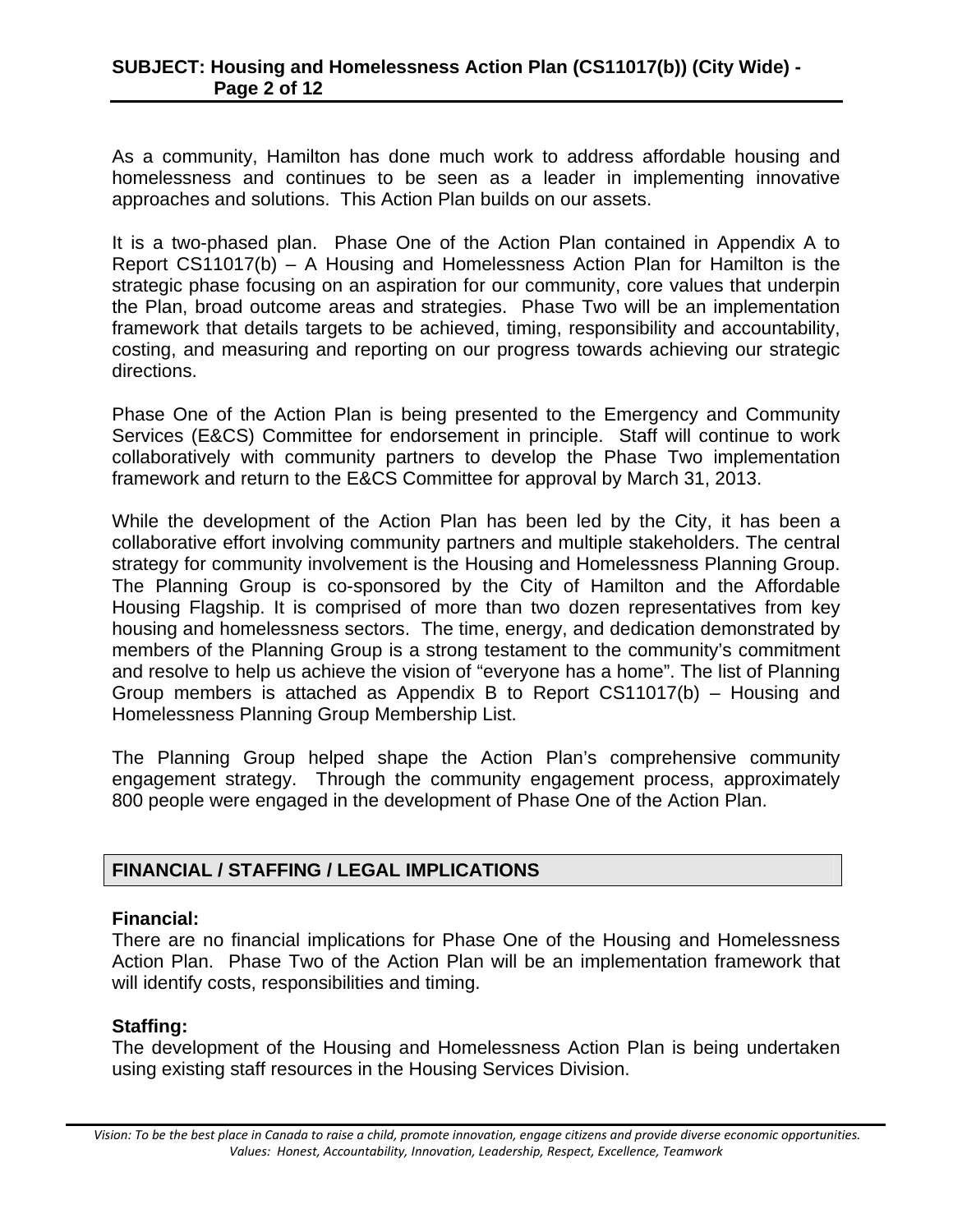As a community, Hamilton has done much work to address affordable housing and homelessness and continues to be seen as a leader in implementing innovative approaches and solutions. This Action Plan builds on our assets.

It is a two-phased plan. Phase One of the Action Plan contained in Appendix A to Report CS11017(b) – A Housing and Homelessness Action Plan for Hamilton is the strategic phase focusing on an aspiration for our community, core values that underpin the Plan, broad outcome areas and strategies. Phase Two will be an implementation framework that details targets to be achieved, timing, responsibility and accountability, costing, and measuring and reporting on our progress towards achieving our strategic directions.

Phase One of the Action Plan is being presented to the Emergency and Community Services (E&CS) Committee for endorsement in principle. Staff will continue to work collaboratively with community partners to develop the Phase Two implementation framework and return to the E&CS Committee for approval by March 31, 2013.

While the development of the Action Plan has been led by the City, it has been a collaborative effort involving community partners and multiple stakeholders. The central strategy for community involvement is the Housing and Homelessness Planning Group. The Planning Group is co-sponsored by the City of Hamilton and the Affordable Housing Flagship. It is comprised of more than two dozen representatives from key housing and homelessness sectors. The time, energy, and dedication demonstrated by members of the Planning Group is a strong testament to the community's commitment and resolve to help us achieve the vision of "everyone has a home". The list of Planning Group members is attached as Appendix B to Report CS11017(b) – Housing and Homelessness Planning Group Membership List.

The Planning Group helped shape the Action Plan's comprehensive community engagement strategy. Through the community engagement process, approximately 800 people were engaged in the development of Phase One of the Action Plan.

## FINANCIAL / STAFFING / LEGAL IMPLICATIONS

**Financial:**
There are no financial implications for Phase One of the Housing and Homelessness Action Plan. Phase Two of the Action Plan will be an implementation framework that will identify costs, responsibilities and timing.

**Staffing:**
The development of the Housing and Homelessness Action Plan is being undertaken using existing staff resources in the Housing Services Division.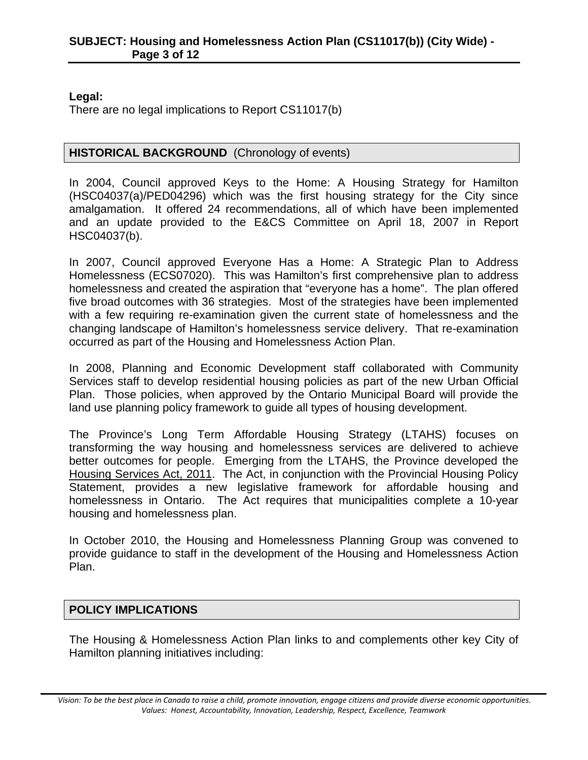**Legal:**
There are no legal implications to Report CS11017(b)

## HISTORICAL BACKGROUND (Chronology of events)

In 2004, Council approved Keys to the Home: A Housing Strategy for Hamilton (HSC04037(a)/PED04296) which was the first housing strategy for the City since amalgamation. It offered 24 recommendations, all of which have been implemented and an update provided to the E&CS Committee on April 18, 2007 in Report HSC04037(b).

In 2007, Council approved Everyone Has a Home: A Strategic Plan to Address Homelessness (ECS07020). This was Hamilton's first comprehensive plan to address homelessness and created the aspiration that "everyone has a home". The plan offered five broad outcomes with 36 strategies. Most of the strategies have been implemented with a few requiring re-examination given the current state of homelessness and the changing landscape of Hamilton's homelessness service delivery. That re-examination occurred as part of the Housing and Homelessness Action Plan.

In 2008, Planning and Economic Development staff collaborated with Community Services staff to develop residential housing policies as part of the new Urban Official Plan. Those policies, when approved by the Ontario Municipal Board will provide the land use planning policy framework to guide all types of housing development.

The Province's Long Term Affordable Housing Strategy (LTAHS) focuses on transforming the way housing and homelessness services are delivered to achieve better outcomes for people. Emerging from the LTAHS, the Province developed the Housing Services Act, 2011. The Act, in conjunction with the Provincial Housing Policy Statement, provides a new legislative framework for affordable housing and homelessness in Ontario. The Act requires that municipalities complete a 10-year housing and homelessness plan.

In October 2010, the Housing and Homelessness Planning Group was convened to provide guidance to staff in the development of the Housing and Homelessness Action Plan.

## POLICY IMPLICATIONS

The Housing & Homelessness Action Plan links to and complements other key City of Hamilton planning initiatives including: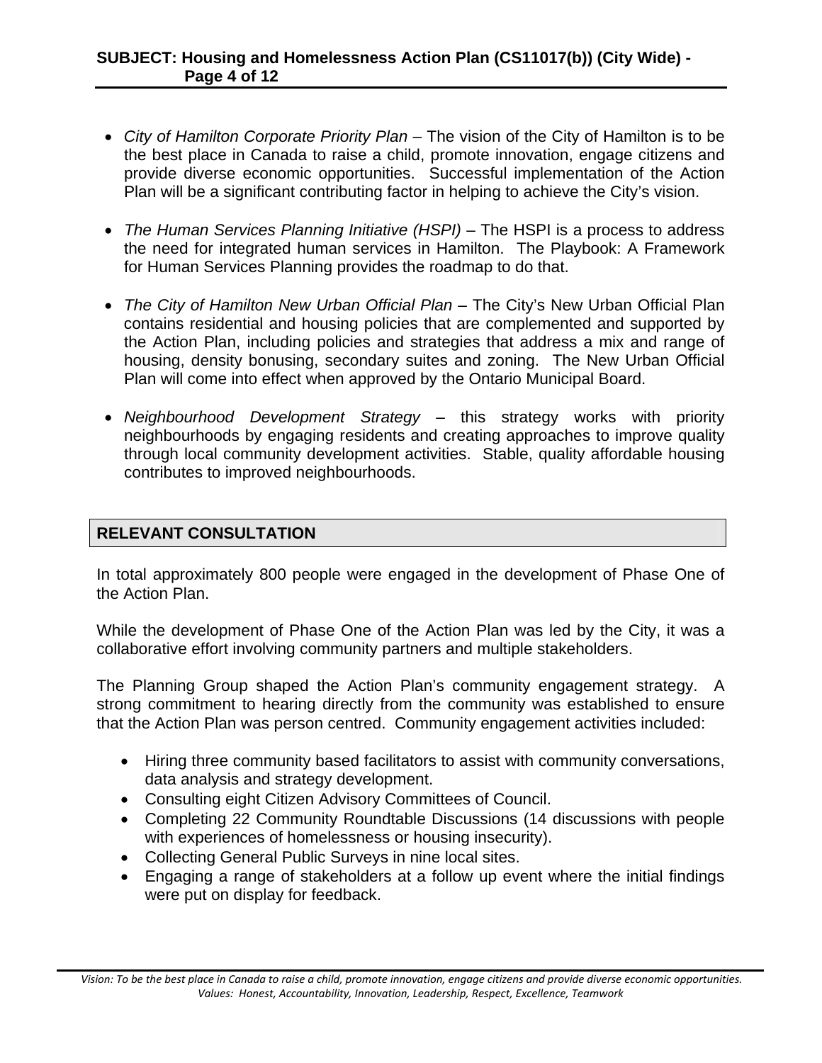- *City of Hamilton Corporate Priority Plan* – The vision of the City of Hamilton is to be the best place in Canada to raise a child, promote innovation, engage citizens and provide diverse economic opportunities. Successful implementation of the Action Plan will be a significant contributing factor in helping to achieve the City's vision.

- *The Human Services Planning Initiative (HSPI)* – The HSPI is a process to address the need for integrated human services in Hamilton. The Playbook: A Framework for Human Services Planning provides the roadmap to do that.

- *The City of Hamilton New Urban Official Plan* – The City's New Urban Official Plan contains residential and housing policies that are complemented and supported by the Action Plan, including policies and strategies that address a mix and range of housing, density bonusing, secondary suites and zoning. The New Urban Official Plan will come into effect when approved by the Ontario Municipal Board.

- *Neighbourhood Development Strategy* – this strategy works with priority neighbourhoods by engaging residents and creating approaches to improve quality through local community development activities. Stable, quality affordable housing contributes to improved neighbourhoods.

## RELEVANT CONSULTATION

In total approximately 800 people were engaged in the development of Phase One of the Action Plan.

While the development of Phase One of the Action Plan was led by the City, it was a collaborative effort involving community partners and multiple stakeholders.

The Planning Group shaped the Action Plan's community engagement strategy. A strong commitment to hearing directly from the community was established to ensure that the Action Plan was person centred. Community engagement activities included:

- Hiring three community based facilitators to assist with community conversations, data analysis and strategy development.
- Consulting eight Citizen Advisory Committees of Council.
- Completing 22 Community Roundtable Discussions (14 discussions with people with experiences of homelessness or housing insecurity).
- Collecting General Public Surveys in nine local sites.
- Engaging a range of stakeholders at a follow up event where the initial findings were put on display for feedback.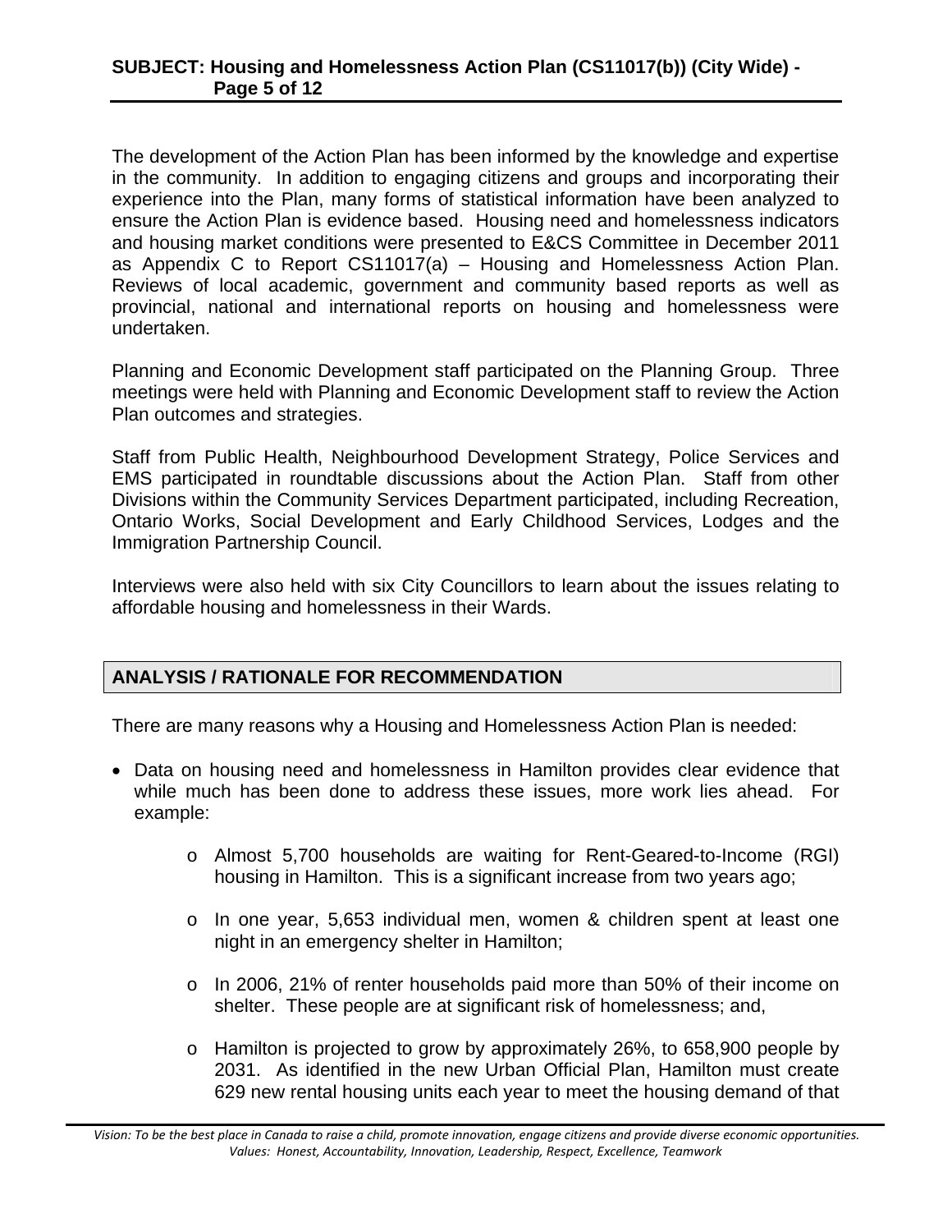The development of the Action Plan has been informed by the knowledge and expertise in the community. In addition to engaging citizens and groups and incorporating their experience into the Plan, many forms of statistical information have been analyzed to ensure the Action Plan is evidence based. Housing need and homelessness indicators and housing market conditions were presented to E&CS Committee in December 2011 as Appendix C to Report CS11017(a) – Housing and Homelessness Action Plan. Reviews of local academic, government and community based reports as well as provincial, national and international reports on housing and homelessness were undertaken.

Planning and Economic Development staff participated on the Planning Group. Three meetings were held with Planning and Economic Development staff to review the Action Plan outcomes and strategies.

Staff from Public Health, Neighbourhood Development Strategy, Police Services and EMS participated in roundtable discussions about the Action Plan. Staff from other Divisions within the Community Services Department participated, including Recreation, Ontario Works, Social Development and Early Childhood Services, Lodges and the Immigration Partnership Council.

Interviews were also held with six City Councillors to learn about the issues relating to affordable housing and homelessness in their Wards.

## ANALYSIS / RATIONALE FOR RECOMMENDATION

There are many reasons why a Housing and Homelessness Action Plan is needed:

- Data on housing need and homelessness in Hamilton provides clear evidence that while much has been done to address these issues, more work lies ahead. For example:
  - Almost 5,700 households are waiting for Rent-Geared-to-Income (RGI) housing in Hamilton. This is a significant increase from two years ago;
  - In one year, 5,653 individual men, women & children spent at least one night in an emergency shelter in Hamilton;
  - In 2006, 21% of renter households paid more than 50% of their income on shelter. These people are at significant risk of homelessness; and,
  - Hamilton is projected to grow by approximately 26%, to 658,900 people by 2031. As identified in the new Urban Official Plan, Hamilton must create 629 new rental housing units each year to meet the housing demand of that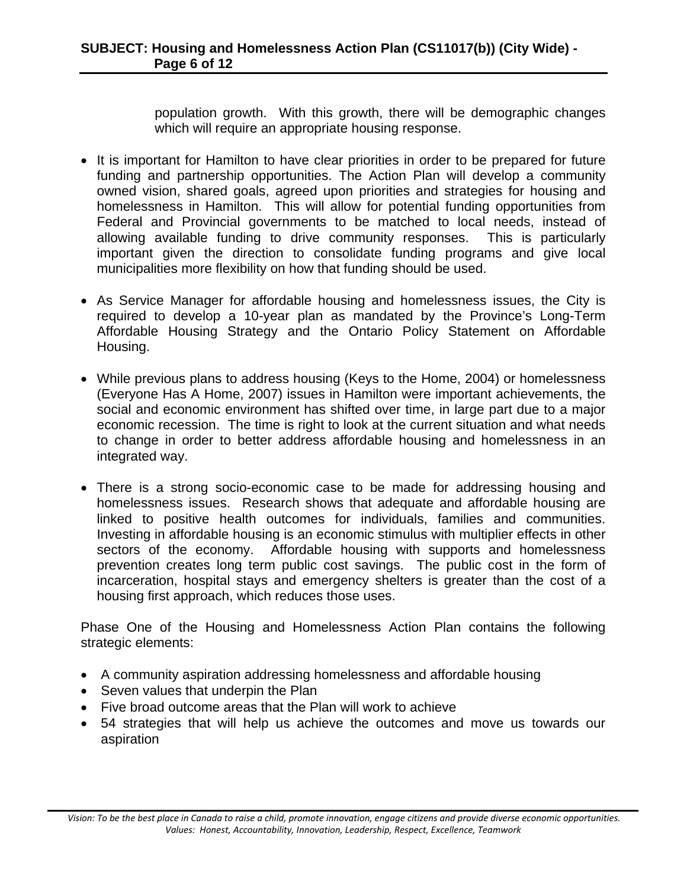population growth. With this growth, there will be demographic changes which will require an appropriate housing response.

- It is important for Hamilton to have clear priorities in order to be prepared for future funding and partnership opportunities. The Action Plan will develop a community owned vision, shared goals, agreed upon priorities and strategies for housing and homelessness in Hamilton. This will allow for potential funding opportunities from Federal and Provincial governments to be matched to local needs, instead of allowing available funding to drive community responses. This is particularly important given the direction to consolidate funding programs and give local municipalities more flexibility on how that funding should be used.

- As Service Manager for affordable housing and homelessness issues, the City is required to develop a 10-year plan as mandated by the Province's Long-Term Affordable Housing Strategy and the Ontario Policy Statement on Affordable Housing.

- While previous plans to address housing (Keys to the Home, 2004) or homelessness (Everyone Has A Home, 2007) issues in Hamilton were important achievements, the social and economic environment has shifted over time, in large part due to a major economic recession. The time is right to look at the current situation and what needs to change in order to better address affordable housing and homelessness in an integrated way.

- There is a strong socio-economic case to be made for addressing housing and homelessness issues. Research shows that adequate and affordable housing are linked to positive health outcomes for individuals, families and communities. Investing in affordable housing is an economic stimulus with multiplier effects in other sectors of the economy. Affordable housing with supports and homelessness prevention creates long term public cost savings. The public cost in the form of incarceration, hospital stays and emergency shelters is greater than the cost of a housing first approach, which reduces those uses.

Phase One of the Housing and Homelessness Action Plan contains the following strategic elements:

- A community aspiration addressing homelessness and affordable housing
- Seven values that underpin the Plan
- Five broad outcome areas that the Plan will work to achieve
- 54 strategies that will help us achieve the outcomes and move us towards our aspiration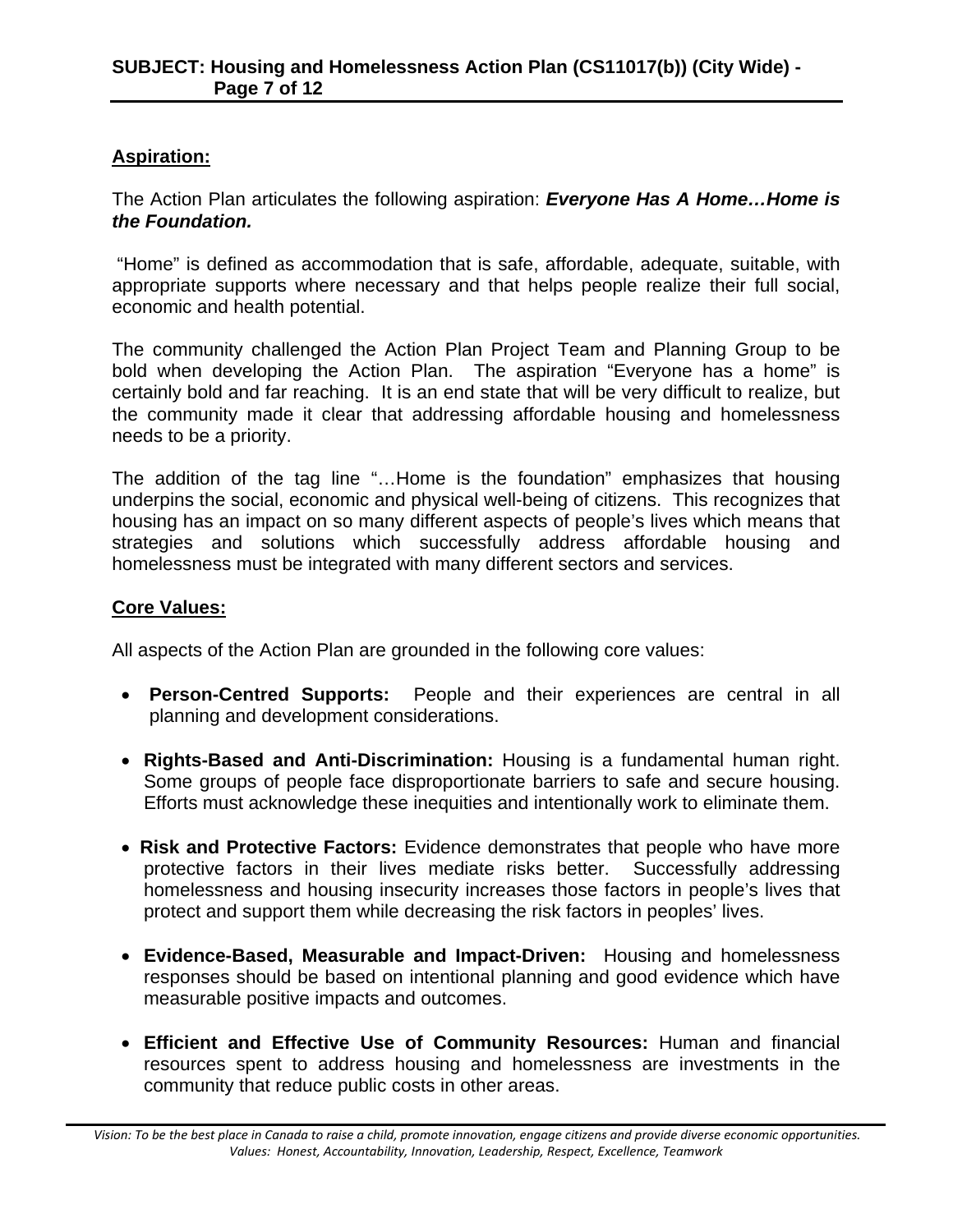**Aspiration:**

The Action Plan articulates the following aspiration: ***Everyone Has A Home…Home is the Foundation.***

"Home" is defined as accommodation that is safe, affordable, adequate, suitable, with appropriate supports where necessary and that helps people realize their full social, economic and health potential.

The community challenged the Action Plan Project Team and Planning Group to be bold when developing the Action Plan. The aspiration "Everyone has a home" is certainly bold and far reaching. It is an end state that will be very difficult to realize, but the community made it clear that addressing affordable housing and homelessness needs to be a priority.

The addition of the tag line "…Home is the foundation" emphasizes that housing underpins the social, economic and physical well-being of citizens. This recognizes that housing has an impact on so many different aspects of people's lives which means that strategies and solutions which successfully address affordable housing and homelessness must be integrated with many different sectors and services.

**Core Values:**

All aspects of the Action Plan are grounded in the following core values:

- **Person-Centred Supports:** People and their experiences are central in all planning and development considerations.
- **Rights-Based and Anti-Discrimination:** Housing is a fundamental human right. Some groups of people face disproportionate barriers to safe and secure housing. Efforts must acknowledge these inequities and intentionally work to eliminate them.
- **Risk and Protective Factors:** Evidence demonstrates that people who have more protective factors in their lives mediate risks better. Successfully addressing homelessness and housing insecurity increases those factors in people's lives that protect and support them while decreasing the risk factors in peoples' lives.
- **Evidence-Based, Measurable and Impact-Driven:** Housing and homelessness responses should be based on intentional planning and good evidence which have measurable positive impacts and outcomes.
- **Efficient and Effective Use of Community Resources:** Human and financial resources spent to address housing and homelessness are investments in the community that reduce public costs in other areas.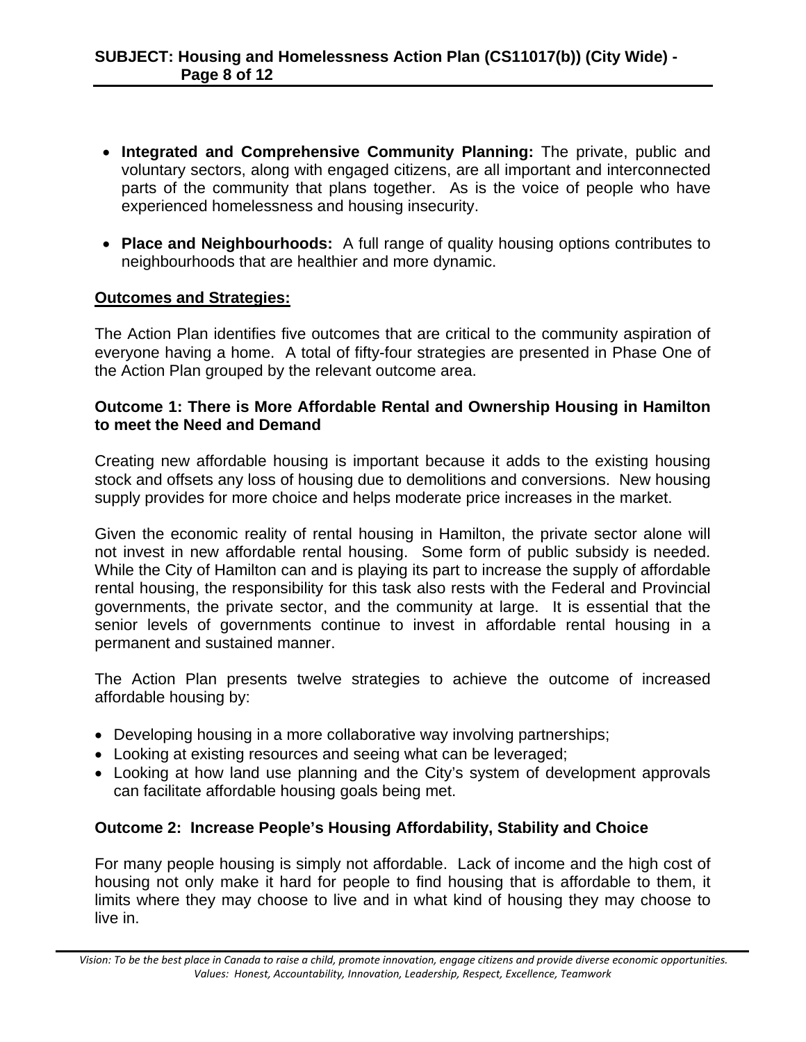- **Integrated and Comprehensive Community Planning:** The private, public and voluntary sectors, along with engaged citizens, are all important and interconnected parts of the community that plans together. As is the voice of people who have experienced homelessness and housing insecurity.

- **Place and Neighbourhoods:** A full range of quality housing options contributes to neighbourhoods that are healthier and more dynamic.

**Outcomes and Strategies:**

The Action Plan identifies five outcomes that are critical to the community aspiration of everyone having a home. A total of fifty-four strategies are presented in Phase One of the Action Plan grouped by the relevant outcome area.

**Outcome 1: There is More Affordable Rental and Ownership Housing in Hamilton to meet the Need and Demand**

Creating new affordable housing is important because it adds to the existing housing stock and offsets any loss of housing due to demolitions and conversions. New housing supply provides for more choice and helps moderate price increases in the market.

Given the economic reality of rental housing in Hamilton, the private sector alone will not invest in new affordable rental housing. Some form of public subsidy is needed. While the City of Hamilton can and is playing its part to increase the supply of affordable rental housing, the responsibility for this task also rests with the Federal and Provincial governments, the private sector, and the community at large. It is essential that the senior levels of governments continue to invest in affordable rental housing in a permanent and sustained manner.

The Action Plan presents twelve strategies to achieve the outcome of increased affordable housing by:

- Developing housing in a more collaborative way involving partnerships;
- Looking at existing resources and seeing what can be leveraged;
- Looking at how land use planning and the City's system of development approvals can facilitate affordable housing goals being met.

**Outcome 2: Increase People's Housing Affordability, Stability and Choice**

For many people housing is simply not affordable. Lack of income and the high cost of housing not only make it hard for people to find housing that is affordable to them, it limits where they may choose to live and in what kind of housing they may choose to live in.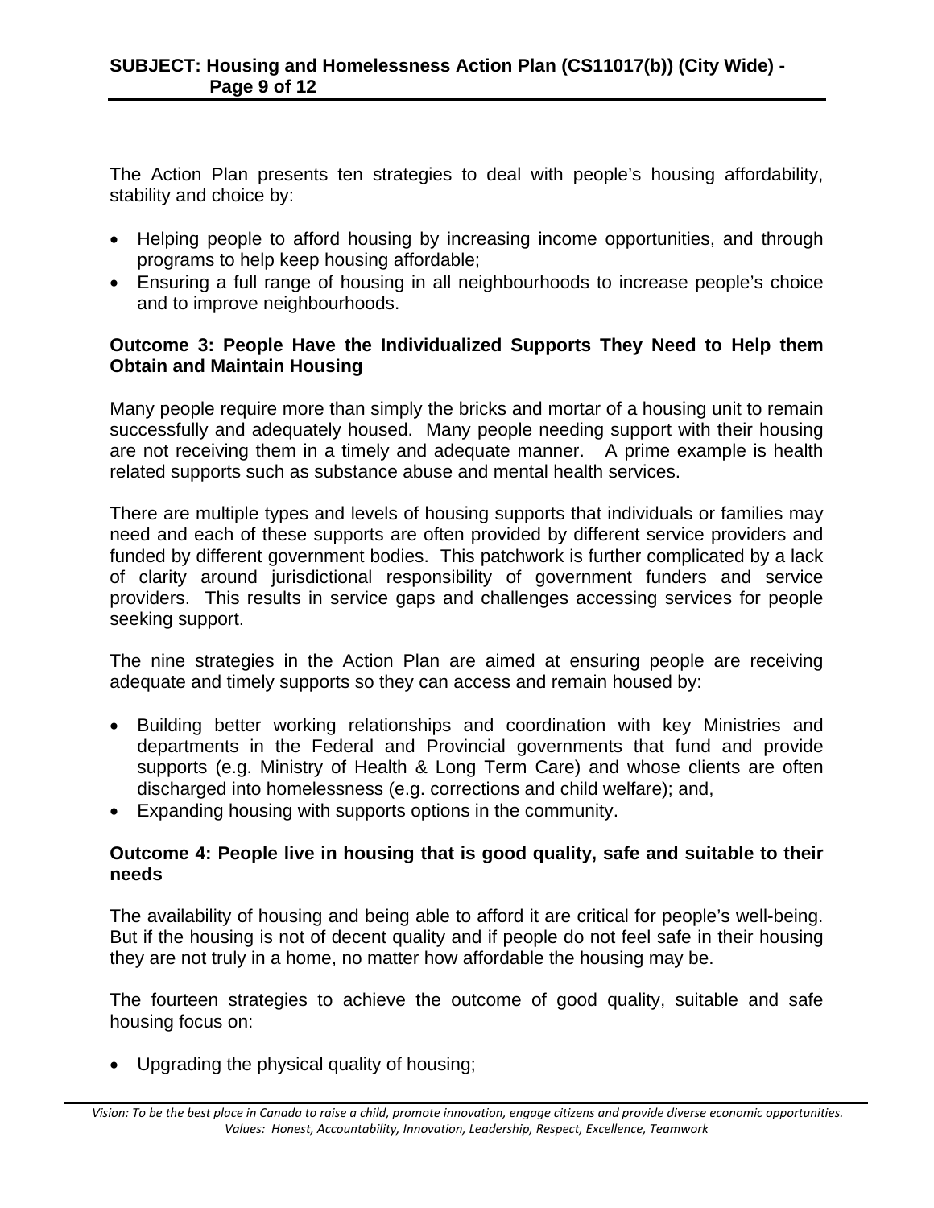The Action Plan presents ten strategies to deal with people's housing affordability, stability and choice by:

- Helping people to afford housing by increasing income opportunities, and through programs to help keep housing affordable;
- Ensuring a full range of housing in all neighbourhoods to increase people's choice and to improve neighbourhoods.

**Outcome 3: People Have the Individualized Supports They Need to Help them Obtain and Maintain Housing**

Many people require more than simply the bricks and mortar of a housing unit to remain successfully and adequately housed. Many people needing support with their housing are not receiving them in a timely and adequate manner. A prime example is health related supports such as substance abuse and mental health services.

There are multiple types and levels of housing supports that individuals or families may need and each of these supports are often provided by different service providers and funded by different government bodies. This patchwork is further complicated by a lack of clarity around jurisdictional responsibility of government funders and service providers. This results in service gaps and challenges accessing services for people seeking support.

The nine strategies in the Action Plan are aimed at ensuring people are receiving adequate and timely supports so they can access and remain housed by:

- Building better working relationships and coordination with key Ministries and departments in the Federal and Provincial governments that fund and provide supports (e.g. Ministry of Health & Long Term Care) and whose clients are often discharged into homelessness (e.g. corrections and child welfare); and,
- Expanding housing with supports options in the community.

**Outcome 4: People live in housing that is good quality, safe and suitable to their needs**

The availability of housing and being able to afford it are critical for people's well-being. But if the housing is not of decent quality and if people do not feel safe in their housing they are not truly in a home, no matter how affordable the housing may be.

The fourteen strategies to achieve the outcome of good quality, suitable and safe housing focus on:

- Upgrading the physical quality of housing;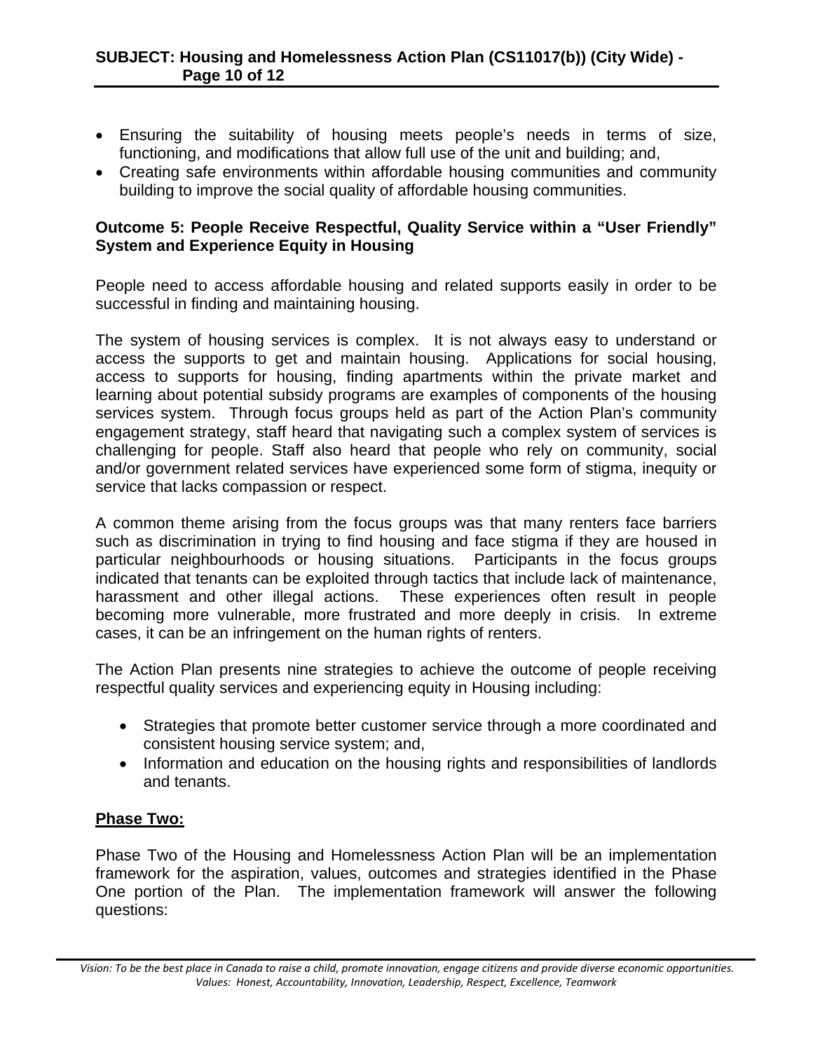- Ensuring the suitability of housing meets people's needs in terms of size, functioning, and modifications that allow full use of the unit and building; and,
- Creating safe environments within affordable housing communities and community building to improve the social quality of affordable housing communities.

**Outcome 5: People Receive Respectful, Quality Service within a "User Friendly" System and Experience Equity in Housing**

People need to access affordable housing and related supports easily in order to be successful in finding and maintaining housing.

The system of housing services is complex. It is not always easy to understand or access the supports to get and maintain housing. Applications for social housing, access to supports for housing, finding apartments within the private market and learning about potential subsidy programs are examples of components of the housing services system. Through focus groups held as part of the Action Plan's community engagement strategy, staff heard that navigating such a complex system of services is challenging for people. Staff also heard that people who rely on community, social and/or government related services have experienced some form of stigma, inequity or service that lacks compassion or respect.

A common theme arising from the focus groups was that many renters face barriers such as discrimination in trying to find housing and face stigma if they are housed in particular neighbourhoods or housing situations. Participants in the focus groups indicated that tenants can be exploited through tactics that include lack of maintenance, harassment and other illegal actions. These experiences often result in people becoming more vulnerable, more frustrated and more deeply in crisis. In extreme cases, it can be an infringement on the human rights of renters.

The Action Plan presents nine strategies to achieve the outcome of people receiving respectful quality services and experiencing equity in Housing including:

- Strategies that promote better customer service through a more coordinated and consistent housing service system; and,
- Information and education on the housing rights and responsibilities of landlords and tenants.

**<u>Phase Two:</u>**

Phase Two of the Housing and Homelessness Action Plan will be an implementation framework for the aspiration, values, outcomes and strategies identified in the Phase One portion of the Plan. The implementation framework will answer the following questions: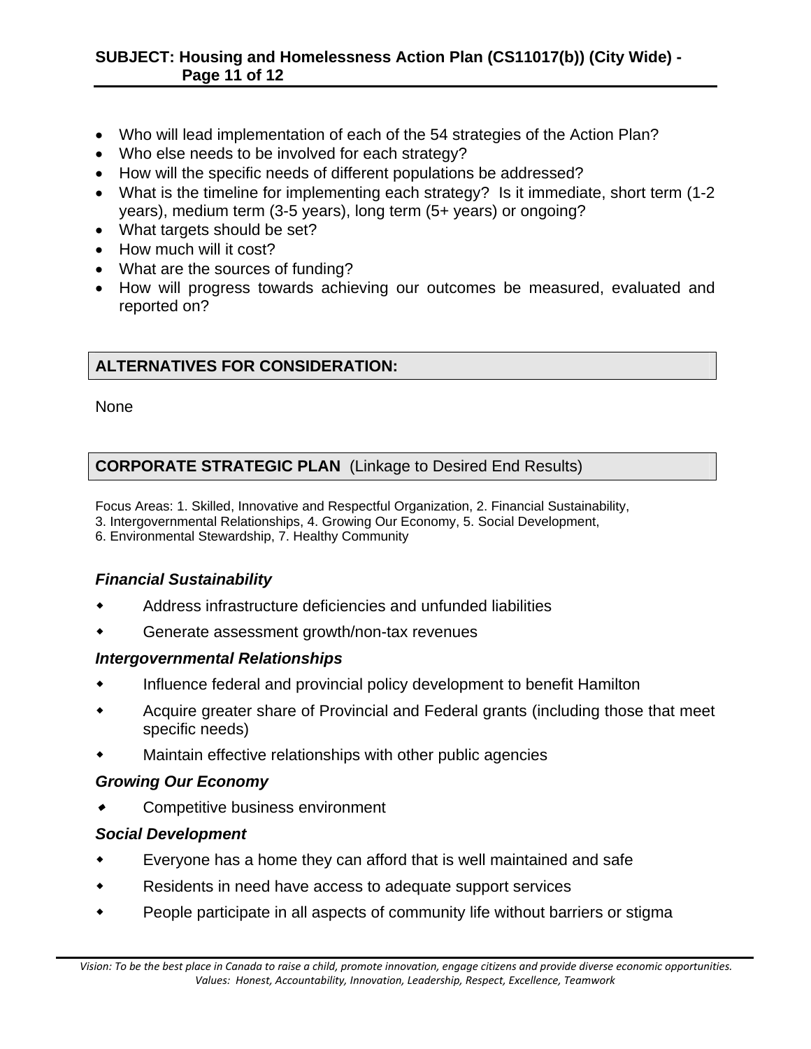- Who will lead implementation of each of the 54 strategies of the Action Plan?
- Who else needs to be involved for each strategy?
- How will the specific needs of different populations be addressed?
- What is the timeline for implementing each strategy? Is it immediate, short term (1-2 years), medium term (3-5 years), long term (5+ years) or ongoing?
- What targets should be set?
- How much will it cost?
- What are the sources of funding?
- How will progress towards achieving our outcomes be measured, evaluated and reported on?

## ALTERNATIVES FOR CONSIDERATION:

None

## CORPORATE STRATEGIC PLAN (Linkage to Desired End Results)

Focus Areas: 1. Skilled, Innovative and Respectful Organization, 2. Financial Sustainability, 3. Intergovernmental Relationships, 4. Growing Our Economy, 5. Social Development, 6. Environmental Stewardship, 7. Healthy Community

### *Financial Sustainability*

- Address infrastructure deficiencies and unfunded liabilities
- Generate assessment growth/non-tax revenues

### *Intergovernmental Relationships*

- Influence federal and provincial policy development to benefit Hamilton
- Acquire greater share of Provincial and Federal grants (including those that meet specific needs)
- Maintain effective relationships with other public agencies

### *Growing Our Economy*

- Competitive business environment

### *Social Development*

- Everyone has a home they can afford that is well maintained and safe
- Residents in need have access to adequate support services
- People participate in all aspects of community life without barriers or stigma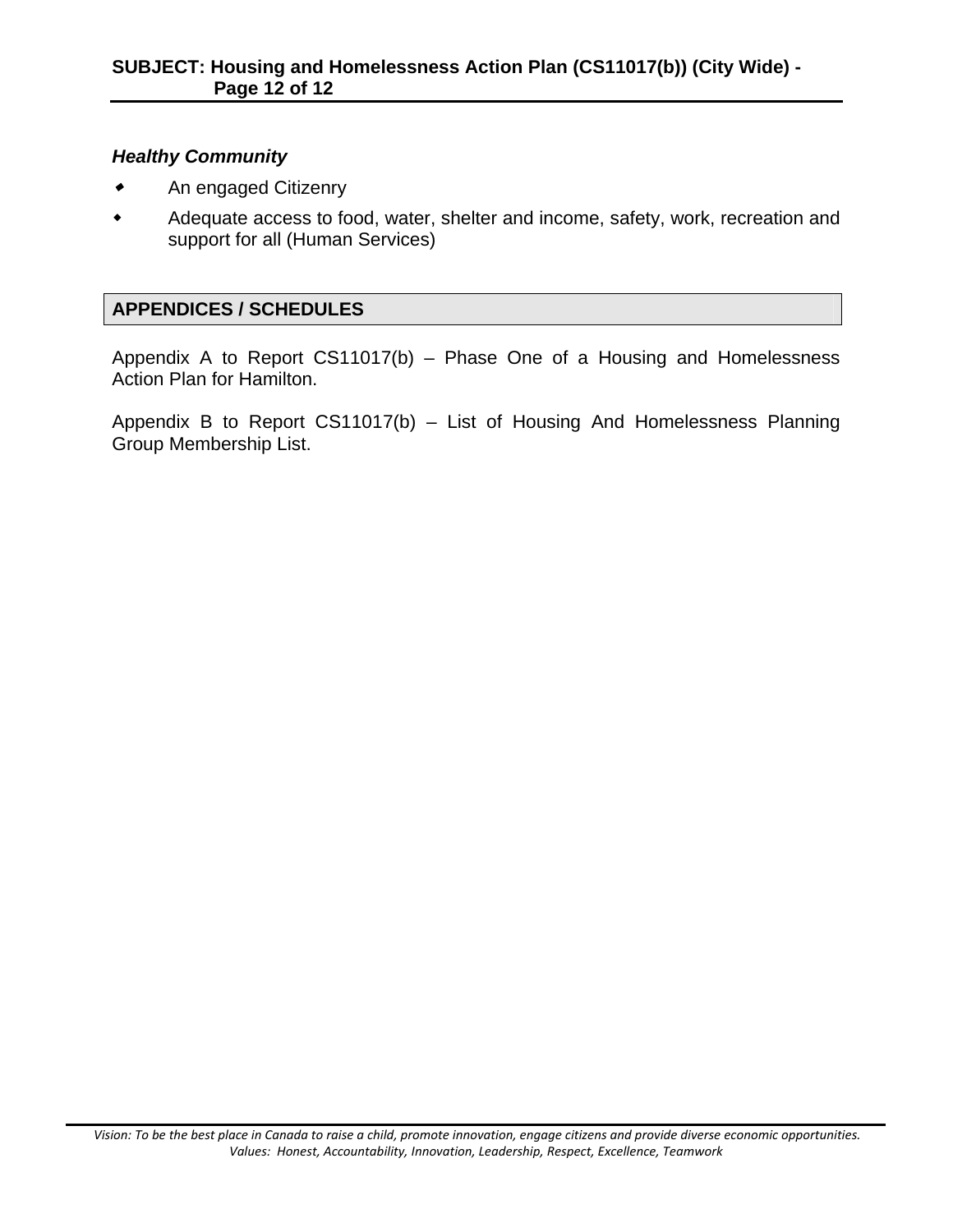***Healthy Community***

- An engaged Citizenry
- Adequate access to food, water, shelter and income, safety, work, recreation and support for all (Human Services)

## APPENDICES / SCHEDULES

Appendix A to Report CS11017(b) – Phase One of a Housing and Homelessness Action Plan for Hamilton.

Appendix B to Report CS11017(b) – List of Housing And Homelessness Planning Group Membership List.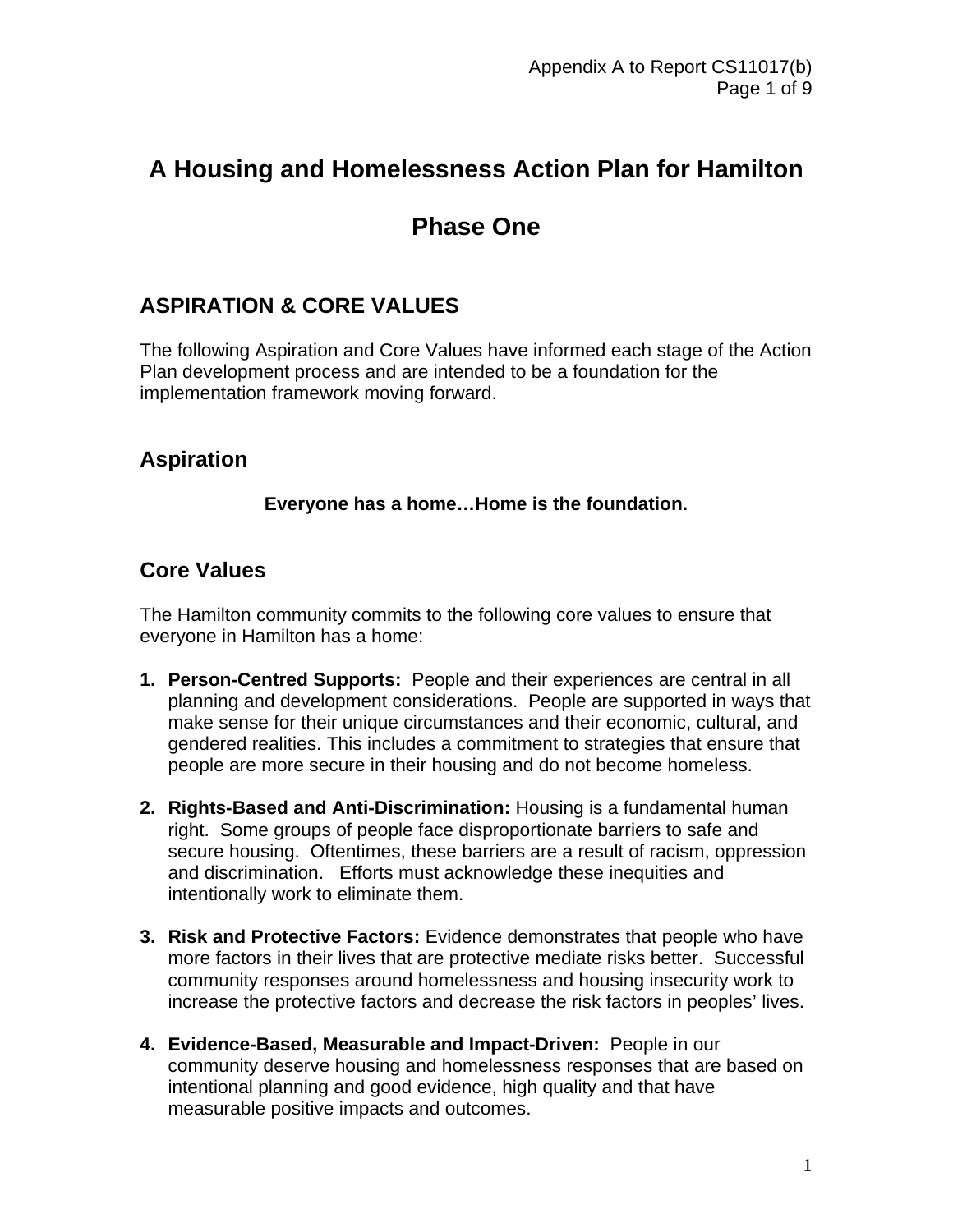# A Housing and Homelessness Action Plan for Hamilton

# Phase One

## ASPIRATION & CORE VALUES

The following Aspiration and Core Values have informed each stage of the Action Plan development process and are intended to be a foundation for the implementation framework moving forward.

## Aspiration

**Everyone has a home…Home is the foundation.**

## Core Values

The Hamilton community commits to the following core values to ensure that everyone in Hamilton has a home:

1. **Person-Centred Supports:** People and their experiences are central in all planning and development considerations. People are supported in ways that make sense for their unique circumstances and their economic, cultural, and gendered realities. This includes a commitment to strategies that ensure that people are more secure in their housing and do not become homeless.

2. **Rights-Based and Anti-Discrimination:** Housing is a fundamental human right. Some groups of people face disproportionate barriers to safe and secure housing. Oftentimes, these barriers are a result of racism, oppression and discrimination. Efforts must acknowledge these inequities and intentionally work to eliminate them.

3. **Risk and Protective Factors:** Evidence demonstrates that people who have more factors in their lives that are protective mediate risks better. Successful community responses around homelessness and housing insecurity work to increase the protective factors and decrease the risk factors in peoples' lives.

4. **Evidence-Based, Measurable and Impact-Driven:** People in our community deserve housing and homelessness responses that are based on intentional planning and good evidence, high quality and that have measurable positive impacts and outcomes.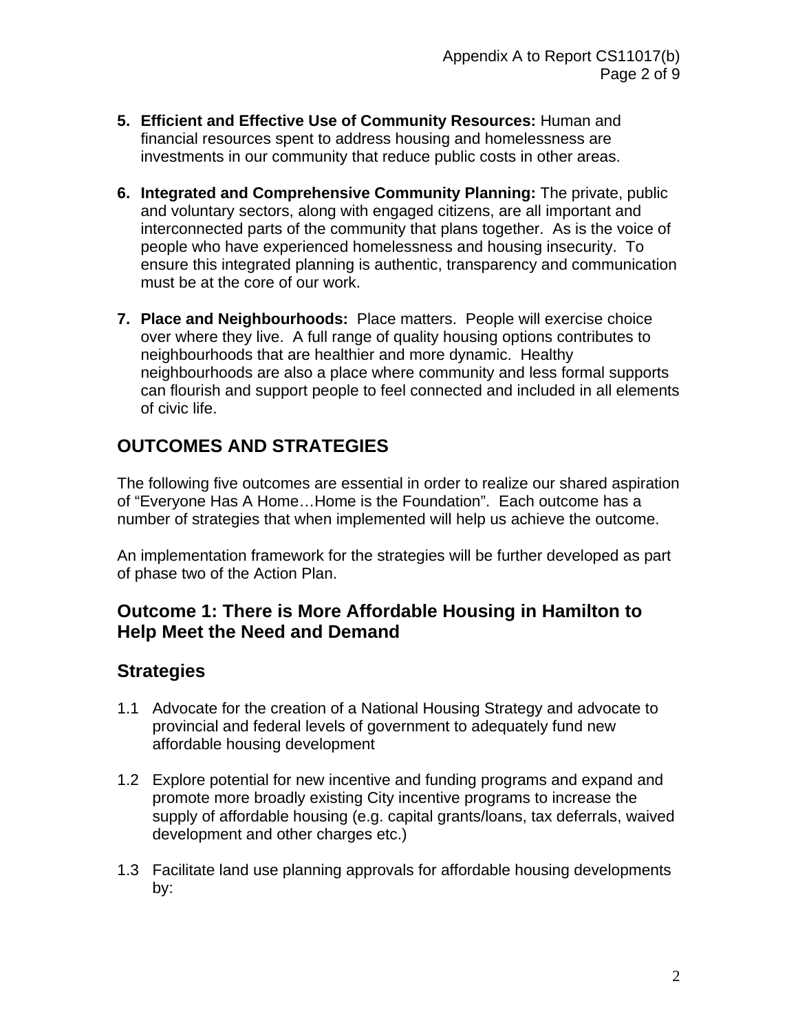5. **Efficient and Effective Use of Community Resources:** Human and financial resources spent to address housing and homelessness are investments in our community that reduce public costs in other areas.

6. **Integrated and Comprehensive Community Planning:** The private, public and voluntary sectors, along with engaged citizens, are all important and interconnected parts of the community that plans together. As is the voice of people who have experienced homelessness and housing insecurity. To ensure this integrated planning is authentic, transparency and communication must be at the core of our work.

7. **Place and Neighbourhoods:** Place matters. People will exercise choice over where they live. A full range of quality housing options contributes to neighbourhoods that are healthier and more dynamic. Healthy neighbourhoods are also a place where community and less formal supports can flourish and support people to feel connected and included in all elements of civic life.

## OUTCOMES AND STRATEGIES

The following five outcomes are essential in order to realize our shared aspiration of "Everyone Has A Home…Home is the Foundation". Each outcome has a number of strategies that when implemented will help us achieve the outcome.

An implementation framework for the strategies will be further developed as part of phase two of the Action Plan.

### Outcome 1: There is More Affordable Housing in Hamilton to Help Meet the Need and Demand

### Strategies

1.1 Advocate for the creation of a National Housing Strategy and advocate to provincial and federal levels of government to adequately fund new affordable housing development

1.2 Explore potential for new incentive and funding programs and expand and promote more broadly existing City incentive programs to increase the supply of affordable housing (e.g. capital grants/loans, tax deferrals, waived development and other charges etc.)

1.3 Facilitate land use planning approvals for affordable housing developments by: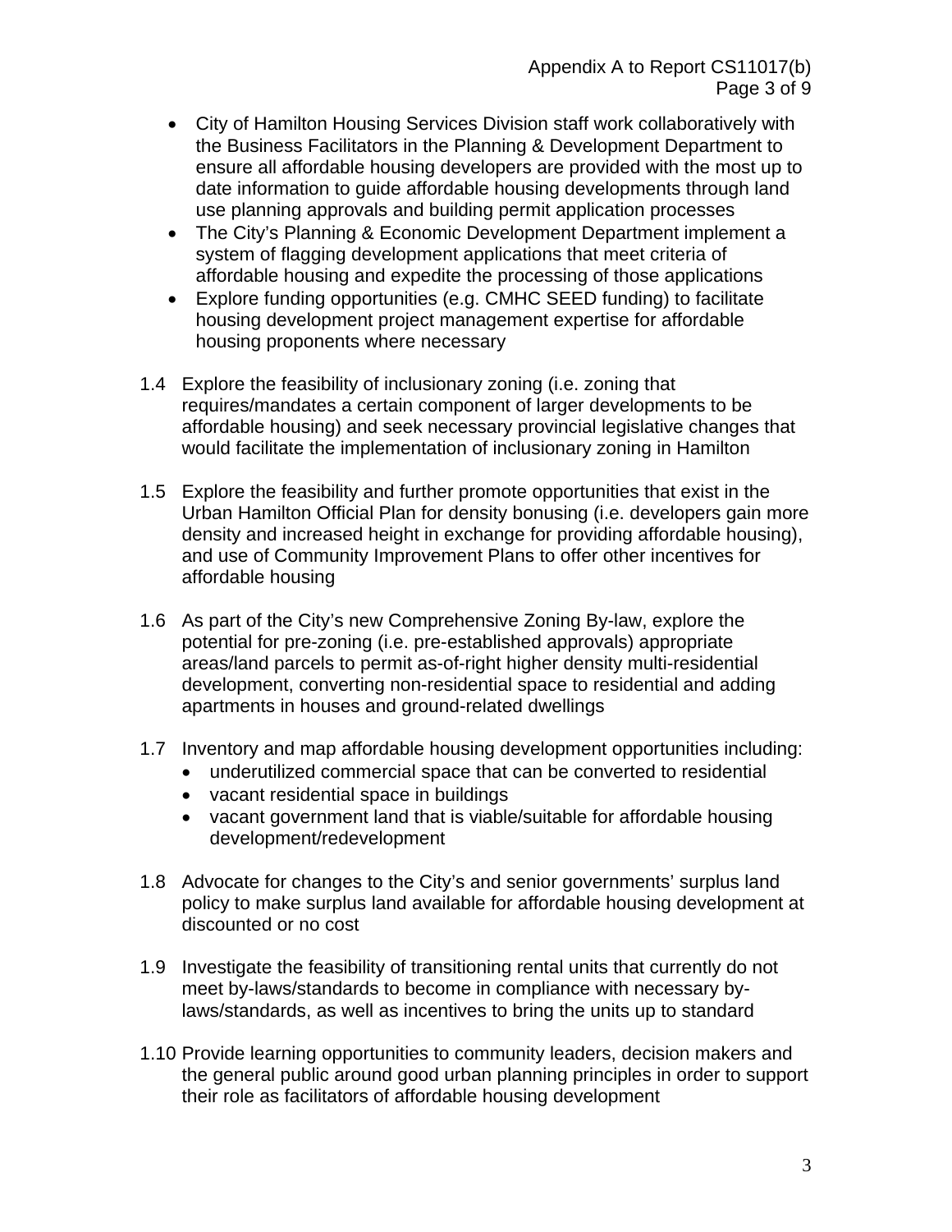- City of Hamilton Housing Services Division staff work collaboratively with the Business Facilitators in the Planning & Development Department to ensure all affordable housing developers are provided with the most up to date information to guide affordable housing developments through land use planning approvals and building permit application processes
- The City's Planning & Economic Development Department implement a system of flagging development applications that meet criteria of affordable housing and expedite the processing of those applications
- Explore funding opportunities (e.g. CMHC SEED funding) to facilitate housing development project management expertise for affordable housing proponents where necessary

1.4 Explore the feasibility of inclusionary zoning (i.e. zoning that requires/mandates a certain component of larger developments to be affordable housing) and seek necessary provincial legislative changes that would facilitate the implementation of inclusionary zoning in Hamilton

1.5 Explore the feasibility and further promote opportunities that exist in the Urban Hamilton Official Plan for density bonusing (i.e. developers gain more density and increased height in exchange for providing affordable housing), and use of Community Improvement Plans to offer other incentives for affordable housing

1.6 As part of the City's new Comprehensive Zoning By-law, explore the potential for pre-zoning (i.e. pre-established approvals) appropriate areas/land parcels to permit as-of-right higher density multi-residential development, converting non-residential space to residential and adding apartments in houses and ground-related dwellings

1.7 Inventory and map affordable housing development opportunities including:
   - underutilized commercial space that can be converted to residential
   - vacant residential space in buildings
   - vacant government land that is viable/suitable for affordable housing development/redevelopment

1.8 Advocate for changes to the City's and senior governments' surplus land policy to make surplus land available for affordable housing development at discounted or no cost

1.9 Investigate the feasibility of transitioning rental units that currently do not meet by-laws/standards to become in compliance with necessary by-laws/standards, as well as incentives to bring the units up to standard

1.10 Provide learning opportunities to community leaders, decision makers and the general public around good urban planning principles in order to support their role as facilitators of affordable housing development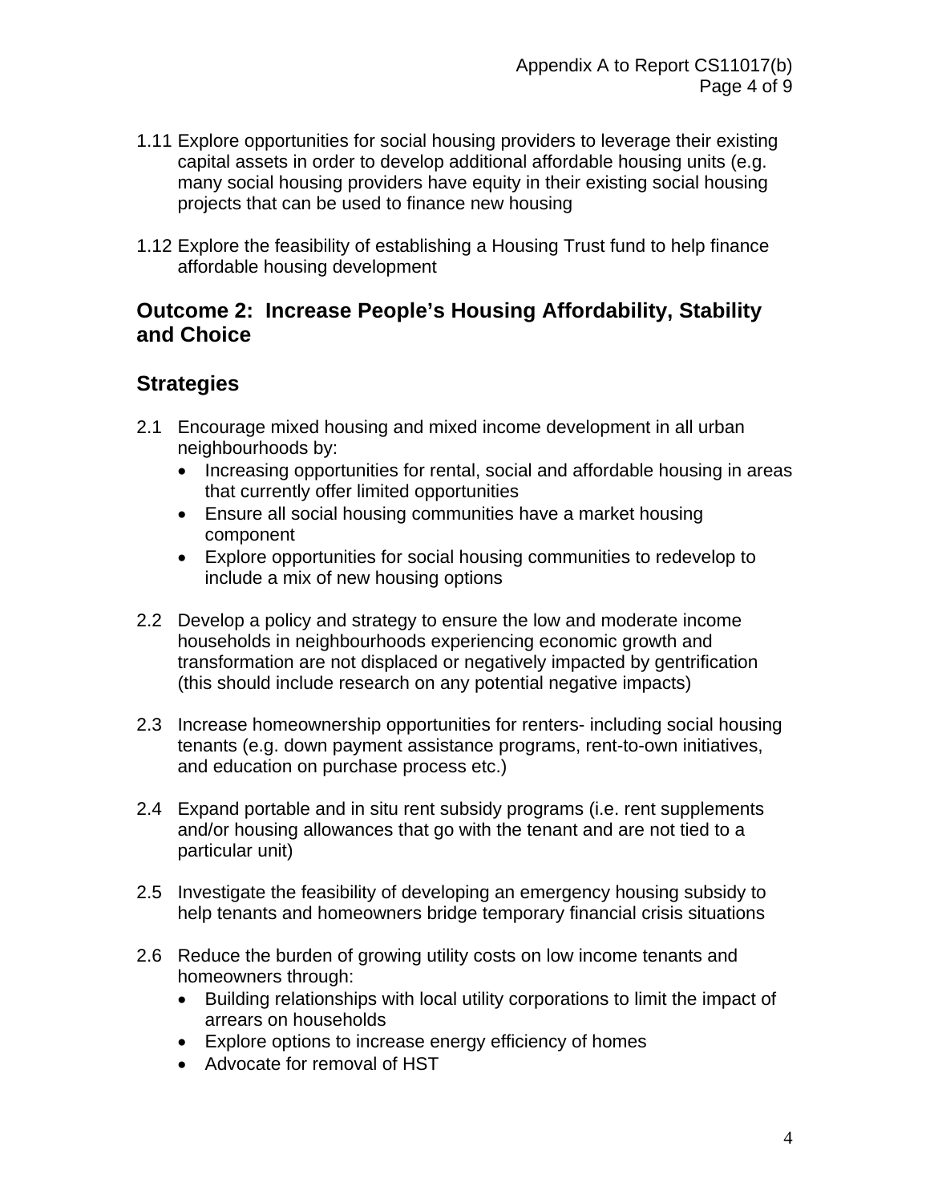1.11 Explore opportunities for social housing providers to leverage their existing capital assets in order to develop additional affordable housing units (e.g. many social housing providers have equity in their existing social housing projects that can be used to finance new housing

1.12 Explore the feasibility of establishing a Housing Trust fund to help finance affordable housing development

## Outcome 2: Increase People's Housing Affordability, Stability and Choice

## Strategies

2.1 Encourage mixed housing and mixed income development in all urban neighbourhoods by:
- Increasing opportunities for rental, social and affordable housing in areas that currently offer limited opportunities
- Ensure all social housing communities have a market housing component
- Explore opportunities for social housing communities to redevelop to include a mix of new housing options

2.2 Develop a policy and strategy to ensure the low and moderate income households in neighbourhoods experiencing economic growth and transformation are not displaced or negatively impacted by gentrification (this should include research on any potential negative impacts)

2.3 Increase homeownership opportunities for renters- including social housing tenants (e.g. down payment assistance programs, rent-to-own initiatives, and education on purchase process etc.)

2.4 Expand portable and in situ rent subsidy programs (i.e. rent supplements and/or housing allowances that go with the tenant and are not tied to a particular unit)

2.5 Investigate the feasibility of developing an emergency housing subsidy to help tenants and homeowners bridge temporary financial crisis situations

2.6 Reduce the burden of growing utility costs on low income tenants and homeowners through:
- Building relationships with local utility corporations to limit the impact of arrears on households
- Explore options to increase energy efficiency of homes
- Advocate for removal of HST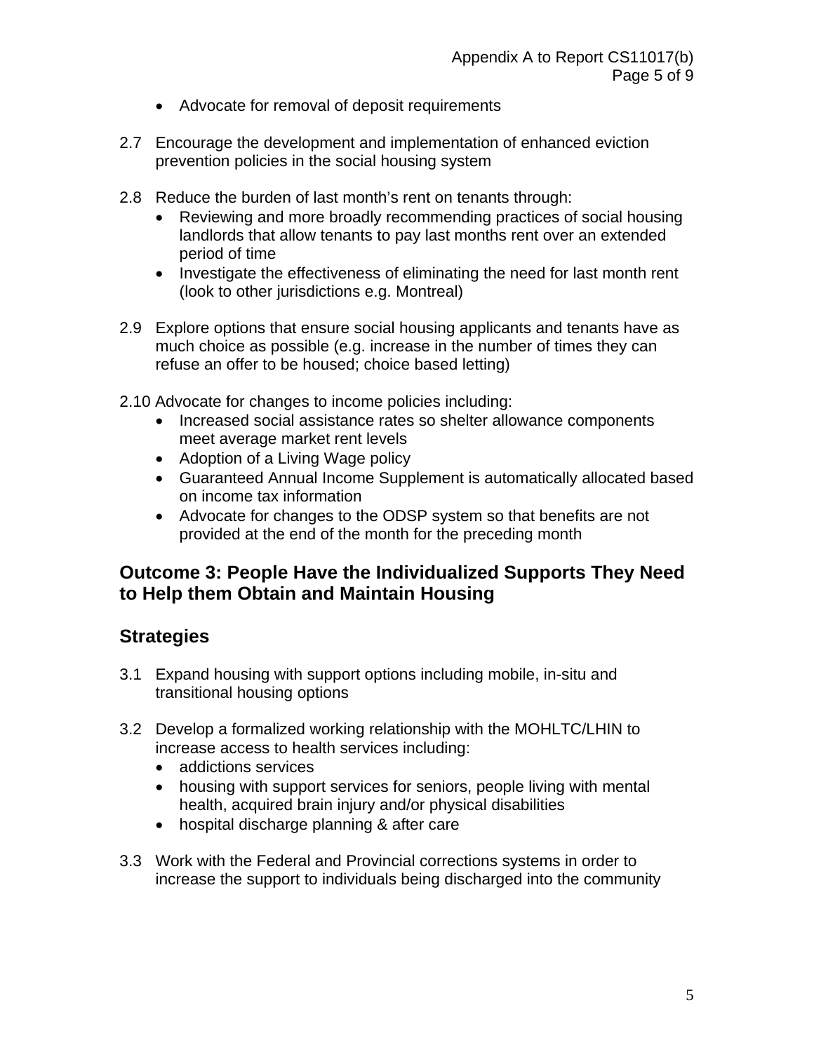- Advocate for removal of deposit requirements

2.7 Encourage the development and implementation of enhanced eviction prevention policies in the social housing system

2.8 Reduce the burden of last month's rent on tenants through:
   - Reviewing and more broadly recommending practices of social housing landlords that allow tenants to pay last months rent over an extended period of time
   - Investigate the effectiveness of eliminating the need for last month rent (look to other jurisdictions e.g. Montreal)

2.9 Explore options that ensure social housing applicants and tenants have as much choice as possible (e.g. increase in the number of times they can refuse an offer to be housed; choice based letting)

2.10 Advocate for changes to income policies including:
   - Increased social assistance rates so shelter allowance components meet average market rent levels
   - Adoption of a Living Wage policy
   - Guaranteed Annual Income Supplement is automatically allocated based on income tax information
   - Advocate for changes to the ODSP system so that benefits are not provided at the end of the month for the preceding month

## Outcome 3: People Have the Individualized Supports They Need to Help them Obtain and Maintain Housing

## Strategies

3.1 Expand housing with support options including mobile, in-situ and transitional housing options

3.2 Develop a formalized working relationship with the MOHLTC/LHIN to increase access to health services including:
   - addictions services
   - housing with support services for seniors, people living with mental health, acquired brain injury and/or physical disabilities
   - hospital discharge planning & after care

3.3 Work with the Federal and Provincial corrections systems in order to increase the support to individuals being discharged into the community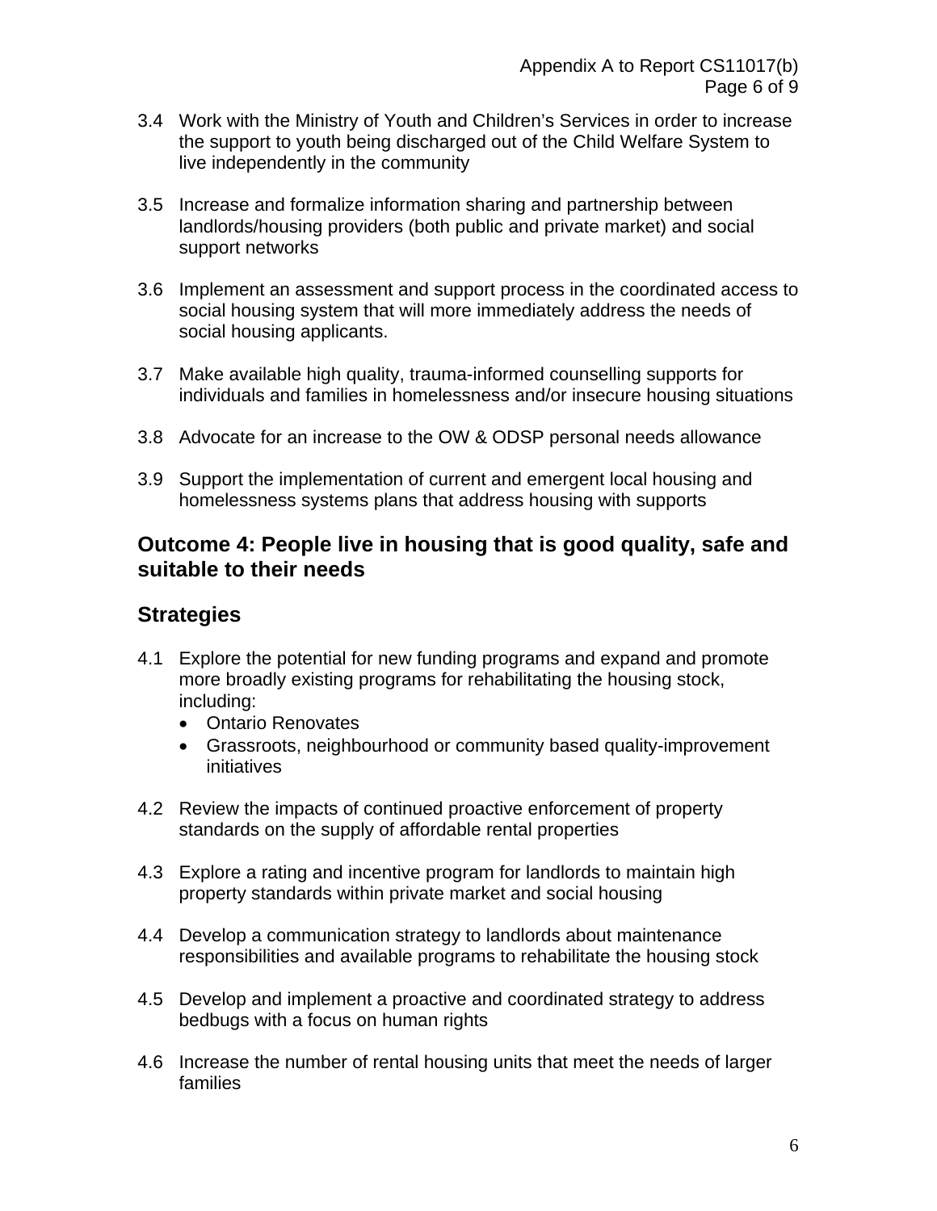3.4 Work with the Ministry of Youth and Children's Services in order to increase the support to youth being discharged out of the Child Welfare System to live independently in the community

3.5 Increase and formalize information sharing and partnership between landlords/housing providers (both public and private market) and social support networks

3.6 Implement an assessment and support process in the coordinated access to social housing system that will more immediately address the needs of social housing applicants.

3.7 Make available high quality, trauma-informed counselling supports for individuals and families in homelessness and/or insecure housing situations

3.8 Advocate for an increase to the OW & ODSP personal needs allowance

3.9 Support the implementation of current and emergent local housing and homelessness systems plans that address housing with supports

## Outcome 4: People live in housing that is good quality, safe and suitable to their needs

## Strategies

4.1 Explore the potential for new funding programs and expand and promote more broadly existing programs for rehabilitating the housing stock, including:
- Ontario Renovates
- Grassroots, neighbourhood or community based quality-improvement initiatives

4.2 Review the impacts of continued proactive enforcement of property standards on the supply of affordable rental properties

4.3 Explore a rating and incentive program for landlords to maintain high property standards within private market and social housing

4.4 Develop a communication strategy to landlords about maintenance responsibilities and available programs to rehabilitate the housing stock

4.5 Develop and implement a proactive and coordinated strategy to address bedbugs with a focus on human rights

4.6 Increase the number of rental housing units that meet the needs of larger families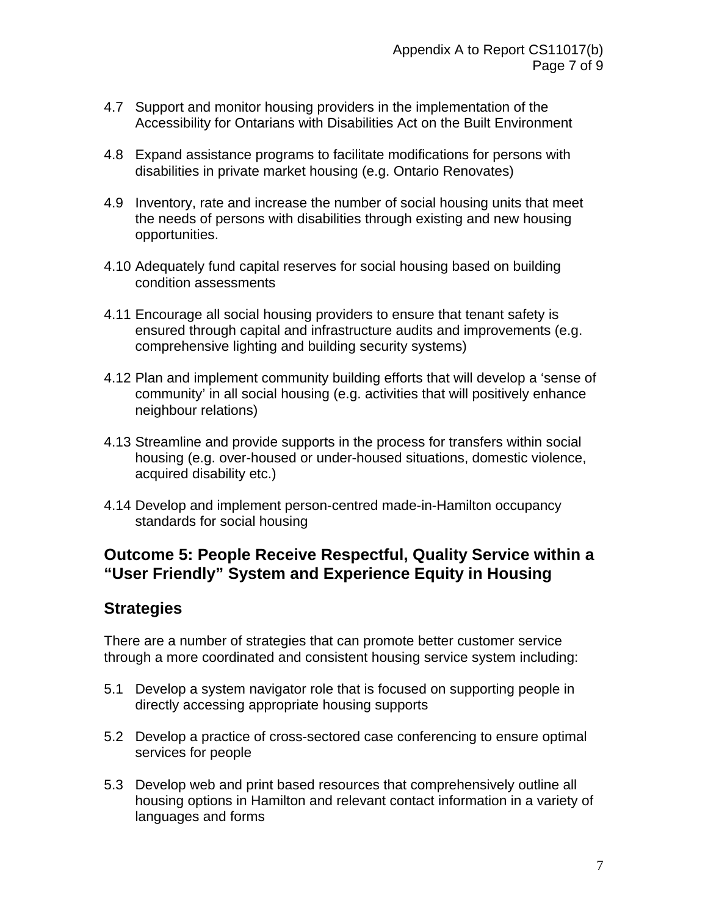4.7 Support and monitor housing providers in the implementation of the Accessibility for Ontarians with Disabilities Act on the Built Environment

4.8 Expand assistance programs to facilitate modifications for persons with disabilities in private market housing (e.g. Ontario Renovates)

4.9 Inventory, rate and increase the number of social housing units that meet the needs of persons with disabilities through existing and new housing opportunities.

4.10 Adequately fund capital reserves for social housing based on building condition assessments

4.11 Encourage all social housing providers to ensure that tenant safety is ensured through capital and infrastructure audits and improvements (e.g. comprehensive lighting and building security systems)

4.12 Plan and implement community building efforts that will develop a 'sense of community' in all social housing (e.g. activities that will positively enhance neighbour relations)

4.13 Streamline and provide supports in the process for transfers within social housing (e.g. over-housed or under-housed situations, domestic violence, acquired disability etc.)

4.14 Develop and implement person-centred made-in-Hamilton occupancy standards for social housing

## Outcome 5: People Receive Respectful, Quality Service within a "User Friendly" System and Experience Equity in Housing

## Strategies

There are a number of strategies that can promote better customer service through a more coordinated and consistent housing service system including:

5.1 Develop a system navigator role that is focused on supporting people in directly accessing appropriate housing supports

5.2 Develop a practice of cross-sectored case conferencing to ensure optimal services for people

5.3 Develop web and print based resources that comprehensively outline all housing options in Hamilton and relevant contact information in a variety of languages and forms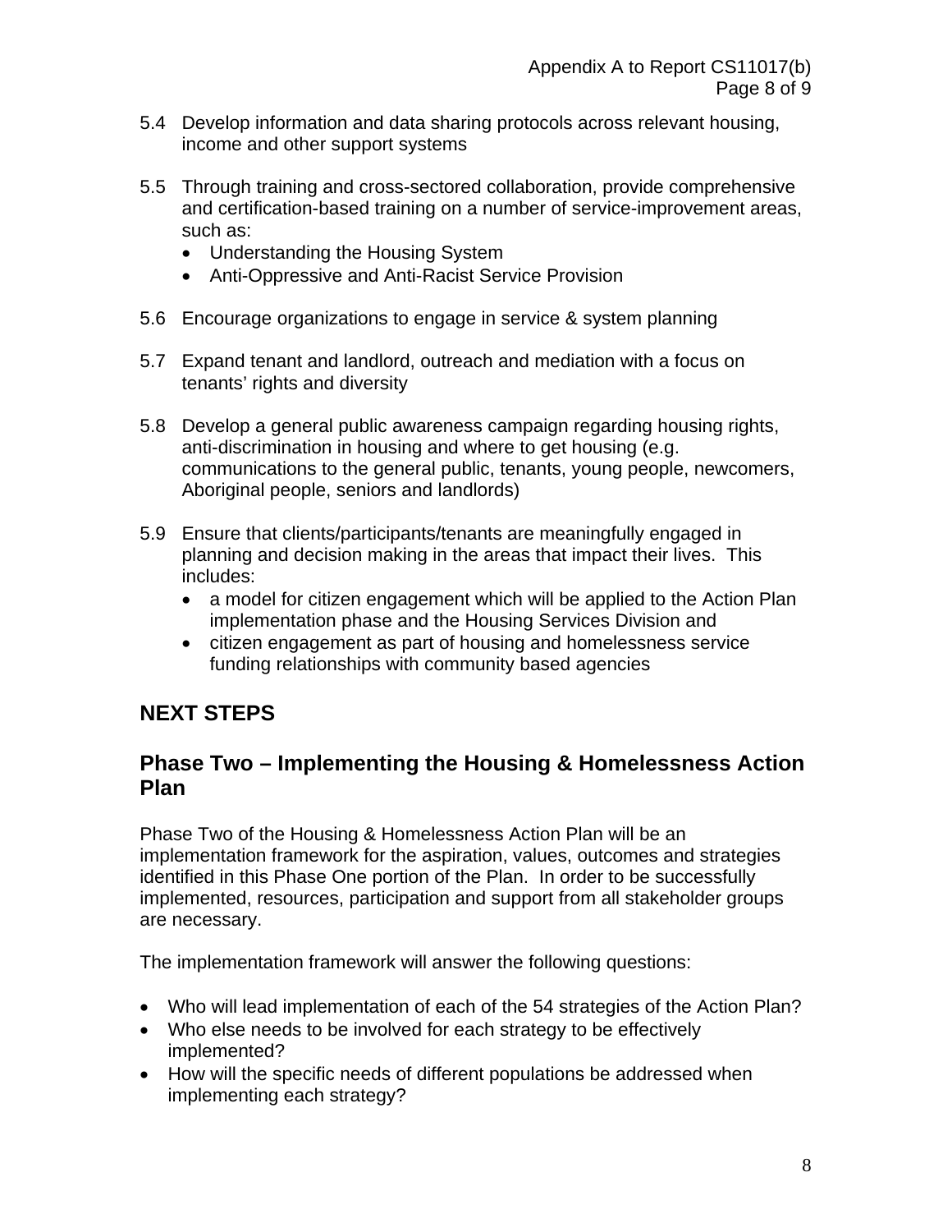5.4 Develop information and data sharing protocols across relevant housing, income and other support systems

5.5 Through training and cross-sectored collaboration, provide comprehensive and certification-based training on a number of service-improvement areas, such as:
- Understanding the Housing System
- Anti-Oppressive and Anti-Racist Service Provision

5.6 Encourage organizations to engage in service & system planning

5.7 Expand tenant and landlord, outreach and mediation with a focus on tenants' rights and diversity

5.8 Develop a general public awareness campaign regarding housing rights, anti-discrimination in housing and where to get housing (e.g. communications to the general public, tenants, young people, newcomers, Aboriginal people, seniors and landlords)

5.9 Ensure that clients/participants/tenants are meaningfully engaged in planning and decision making in the areas that impact their lives. This includes:
- a model for citizen engagement which will be applied to the Action Plan implementation phase and the Housing Services Division and
- citizen engagement as part of housing and homelessness service funding relationships with community based agencies

## NEXT STEPS

## Phase Two – Implementing the Housing & Homelessness Action Plan

Phase Two of the Housing & Homelessness Action Plan will be an implementation framework for the aspiration, values, outcomes and strategies identified in this Phase One portion of the Plan. In order to be successfully implemented, resources, participation and support from all stakeholder groups are necessary.

The implementation framework will answer the following questions:

- Who will lead implementation of each of the 54 strategies of the Action Plan?
- Who else needs to be involved for each strategy to be effectively implemented?
- How will the specific needs of different populations be addressed when implementing each strategy?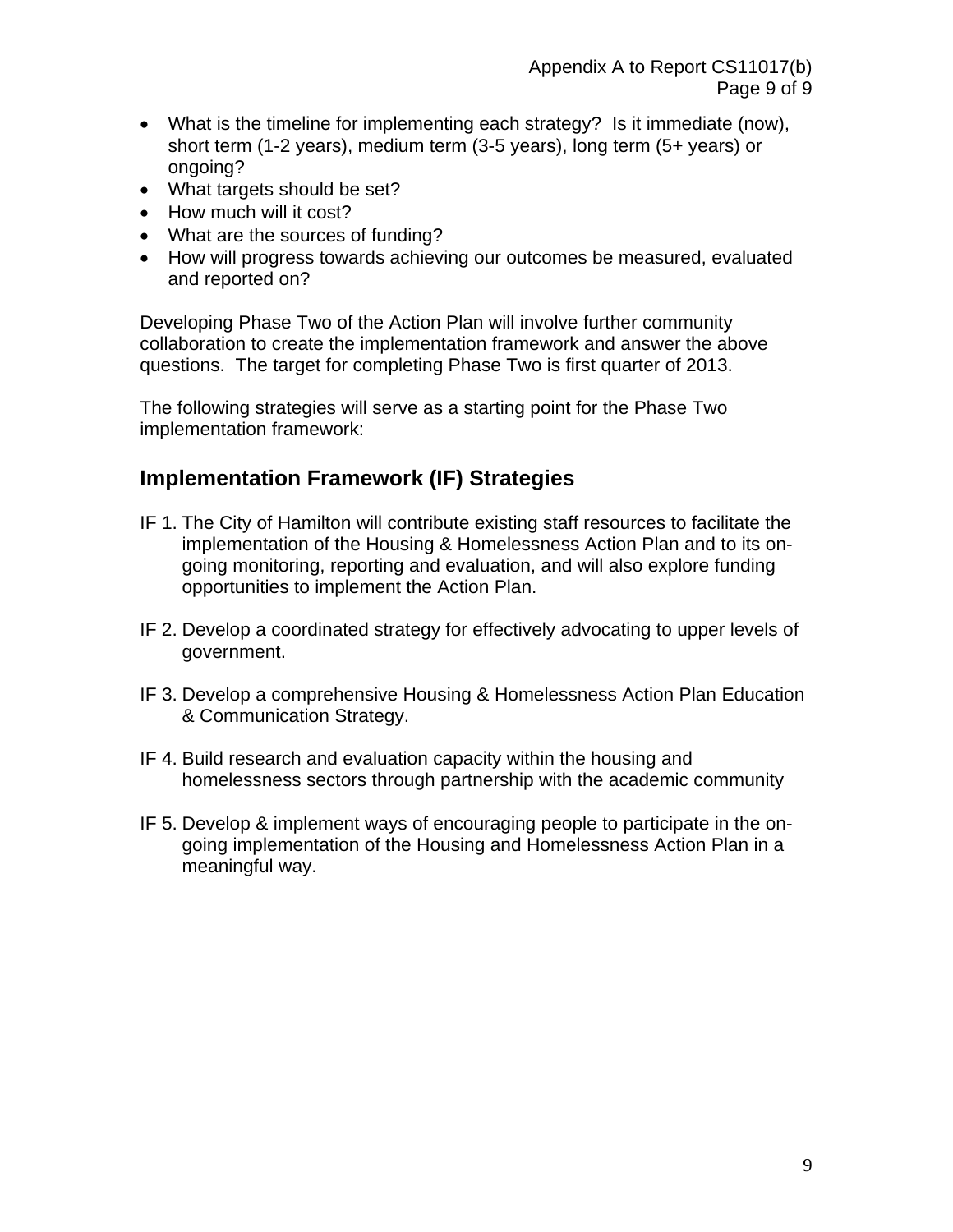- What is the timeline for implementing each strategy? Is it immediate (now), short term (1-2 years), medium term (3-5 years), long term (5+ years) or ongoing?
- What targets should be set?
- How much will it cost?
- What are the sources of funding?
- How will progress towards achieving our outcomes be measured, evaluated and reported on?

Developing Phase Two of the Action Plan will involve further community collaboration to create the implementation framework and answer the above questions. The target for completing Phase Two is first quarter of 2013.

The following strategies will serve as a starting point for the Phase Two implementation framework:

## Implementation Framework (IF) Strategies

IF 1. The City of Hamilton will contribute existing staff resources to facilitate the implementation of the Housing & Homelessness Action Plan and to its on-going monitoring, reporting and evaluation, and will also explore funding opportunities to implement the Action Plan.

IF 2. Develop a coordinated strategy for effectively advocating to upper levels of government.

IF 3. Develop a comprehensive Housing & Homelessness Action Plan Education & Communication Strategy.

IF 4. Build research and evaluation capacity within the housing and homelessness sectors through partnership with the academic community

IF 5. Develop & implement ways of encouraging people to participate in the on-going implementation of the Housing and Homelessness Action Plan in a meaningful way.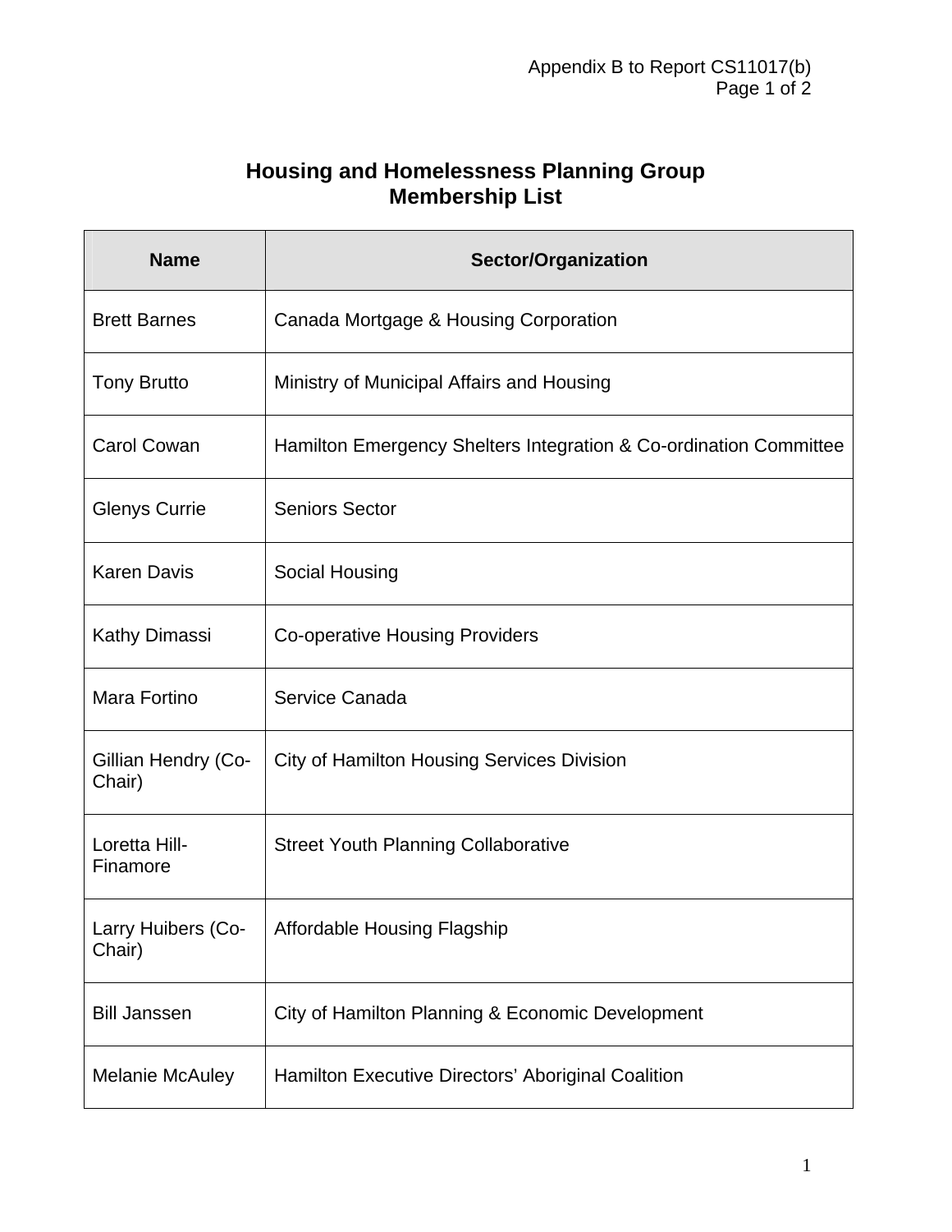Appendix B to Report CS11017(b)

## Housing and Homelessness Planning Group
## Membership List

| Name | Sector/Organization |
|---|---|
| Brett Barnes | Canada Mortgage & Housing Corporation |
| Tony Brutto | Ministry of Municipal Affairs and Housing |
| Carol Cowan | Hamilton Emergency Shelters Integration & Co-ordination Committee |
| Glenys Currie | Seniors Sector |
| Karen Davis | Social Housing |
| Kathy Dimassi | Co-operative Housing Providers |
| Mara Fortino | Service Canada |
| Gillian Hendry (Co-Chair) | City of Hamilton Housing Services Division |
| Loretta Hill-Finamore | Street Youth Planning Collaborative |
| Larry Huibers (Co-Chair) | Affordable Housing Flagship |
| Bill Janssen | City of Hamilton Planning & Economic Development |
| Melanie McAuley | Hamilton Executive Directors' Aboriginal Coalition |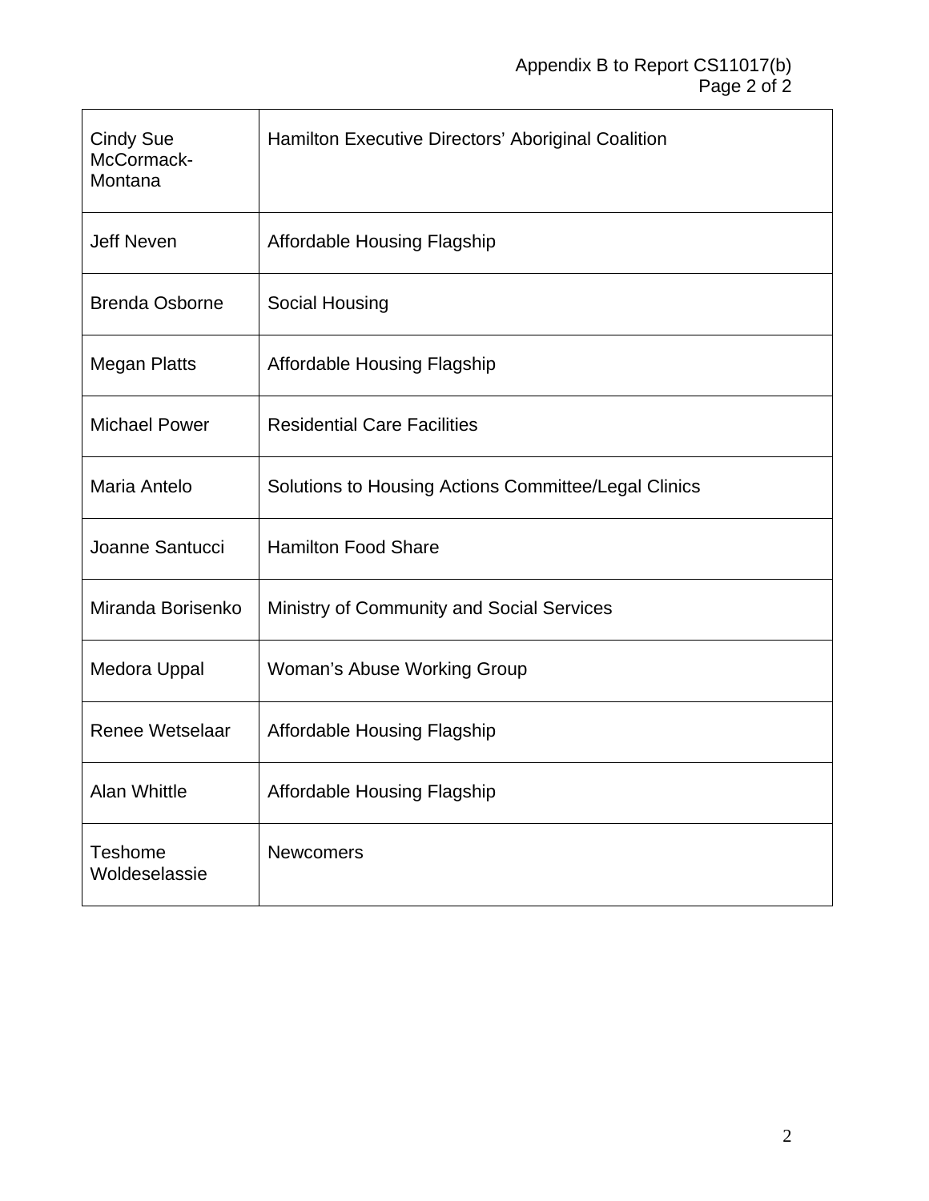| | |
|---|---|
| Cindy Sue McCormack-Montana | Hamilton Executive Directors' Aboriginal Coalition |
| Jeff Neven | Affordable Housing Flagship |
| Brenda Osborne | Social Housing |
| Megan Platts | Affordable Housing Flagship |
| Michael Power | Residential Care Facilities |
| Maria Antelo | Solutions to Housing Actions Committee/Legal Clinics |
| Joanne Santucci | Hamilton Food Share |
| Miranda Borisenko | Ministry of Community and Social Services |
| Medora Uppal | Woman's Abuse Working Group |
| Renee Wetselaar | Affordable Housing Flagship |
| Alan Whittle | Affordable Housing Flagship |
| Teshome Woldeselassie | Newcomers |